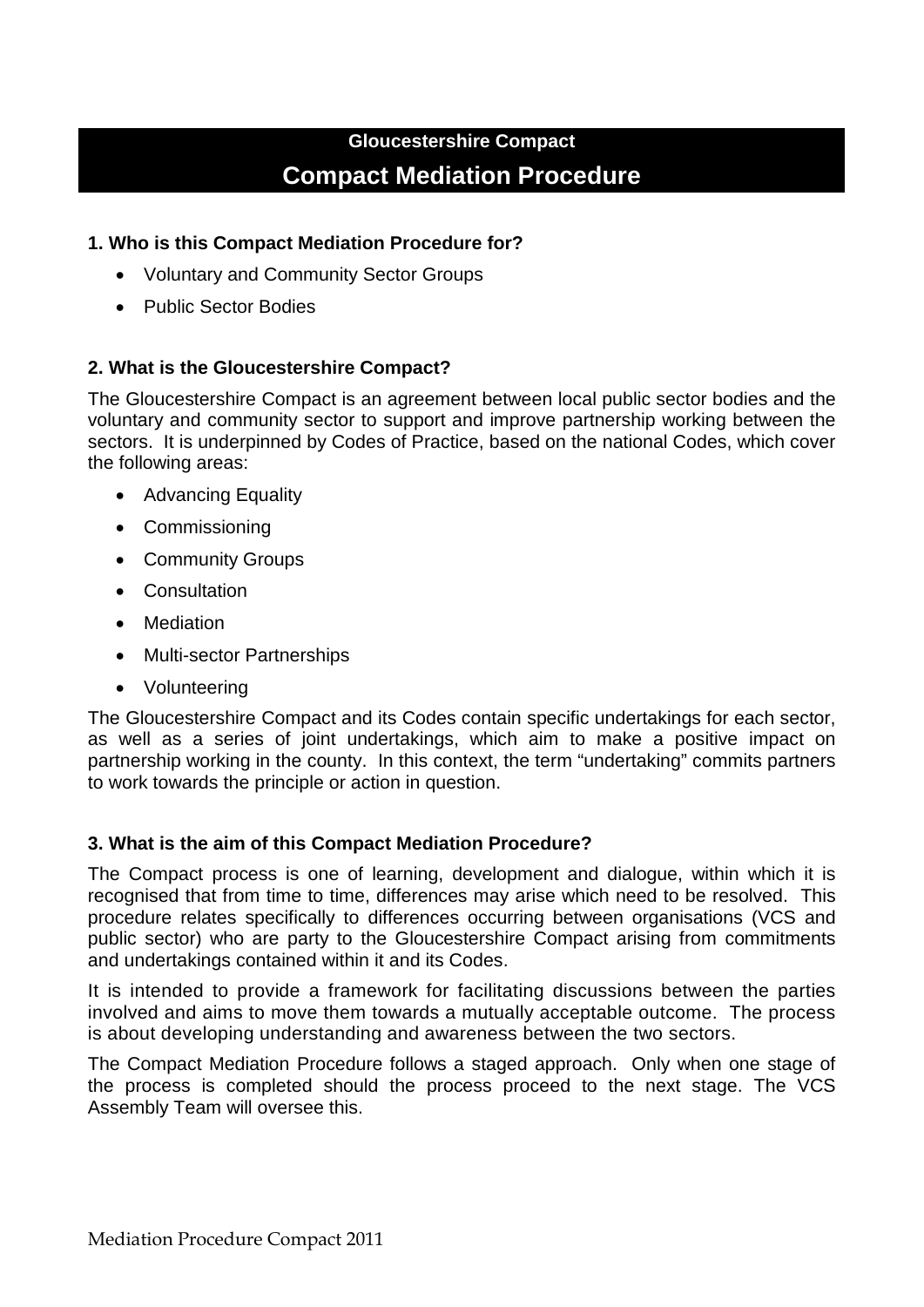## Gloucestershire Compact

# Compact Mediation Procedure

### 1. Who is this Compact Mediation Procedure for?

- Voluntary and Community Sector Groups
- Public Sector Bodies

### 2. What is the Gloucestershire Compact?

The Gloucestershire Compact is an agreement between local public sector bodies and the voluntary and community sector to support and improve partnership working between the sectors. It is underpinned by Codes of Practice, based on the national Codes, which cover the following areas:

- Advancing Equality
- Commissioning
- Community Groups
- Consultation
- Mediation
- Multi-sector Partnerships
- Volunteering

The Gloucestershire Compact and its Codes contain specific undertakings for each sector, as well as a series of joint undertakings, which aim to make a positive impact on partnership working in the county. In this context, the term "undertaking" commits partners to work towards the principle or action in question.

### 3. What is the aim of this Compact Mediation Procedure?

The Compact process is one of learning, development and dialogue, within which it is recognised that from time to time, differences may arise which need to be resolved. This procedure relates specifically to differences occurring between organisations (VCS and public sector) who are party to the Gloucestershire Compact arising from commitments and undertakings contained within it and its Codes.

It is intended to provide a framework for facilitating discussions between the parties involved and aims to move them towards a mutually acceptable outcome. The process is about developing understanding and awareness between the two sectors.

The Compact Mediation Procedure follows a staged approach. Only when one stage of the process is completed should the process proceed to the next stage. The VCS Assembly Team will oversee this.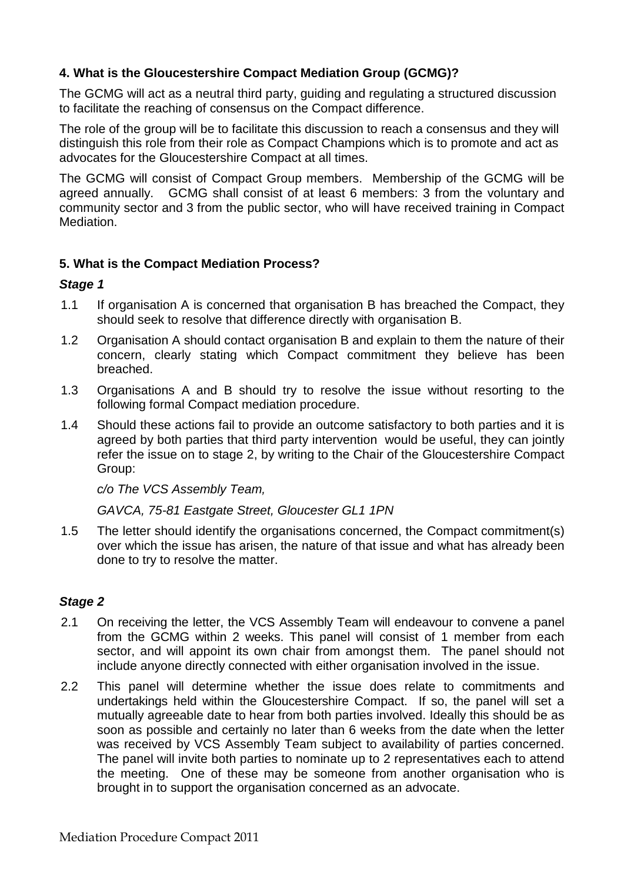### 4. What is the Gloucestershire Compact Mediation Group (GCMG)?

The GCMG will act as a neutral third party, guiding and regulating a structured discussion to facilitate the reaching of consensus on the Compact difference.

The role of the group will be to facilitate this discussion to reach a consensus and they will distinguish this role from their role as Compact Champions which is to promote and act as advocates for the Gloucestershire Compact at all times.

The GCMG will consist of Compact Group members. Membership of the GCMG will be agreed annually. GCMG shall consist of at least 6 members: 3 from the voluntary and community sector and 3 from the public sector, who will have received training in Compact Mediation.

### 5. What is the Compact Mediation Process?

#### *Stage 1*

1.1 If organisation A is concerned that organisation B has breached the Compact, they should seek to resolve that difference directly with organisation B.

1.2 Organisation A should contact organisation B and explain to them the nature of their concern, clearly stating which Compact commitment they believe has been breached.

1.3 Organisations A and B should try to resolve the issue without resorting to the following formal Compact mediation procedure.

1.4 Should these actions fail to provide an outcome satisfactory to both parties and it is agreed by both parties that third party intervention would be useful, they can jointly refer the issue on to stage 2, by writing to the Chair of the Gloucestershire Compact Group:

*c/o The VCS Assembly Team,*

*GAVCA, 75-81 Eastgate Street, Gloucester GL1 1PN*

1.5 The letter should identify the organisations concerned, the Compact commitment(s) over which the issue has arisen, the nature of that issue and what has already been done to try to resolve the matter.

#### *Stage 2*

2.1 On receiving the letter, the VCS Assembly Team will endeavour to convene a panel from the GCMG within 2 weeks. This panel will consist of 1 member from each sector, and will appoint its own chair from amongst them. The panel should not include anyone directly connected with either organisation involved in the issue.

2.2 This panel will determine whether the issue does relate to commitments and undertakings held within the Gloucestershire Compact. If so, the panel will set a mutually agreeable date to hear from both parties involved. Ideally this should be as soon as possible and certainly no later than 6 weeks from the date when the letter was received by VCS Assembly Team subject to availability of parties concerned. The panel will invite both parties to nominate up to 2 representatives each to attend the meeting. One of these may be someone from another organisation who is brought in to support the organisation concerned as an advocate.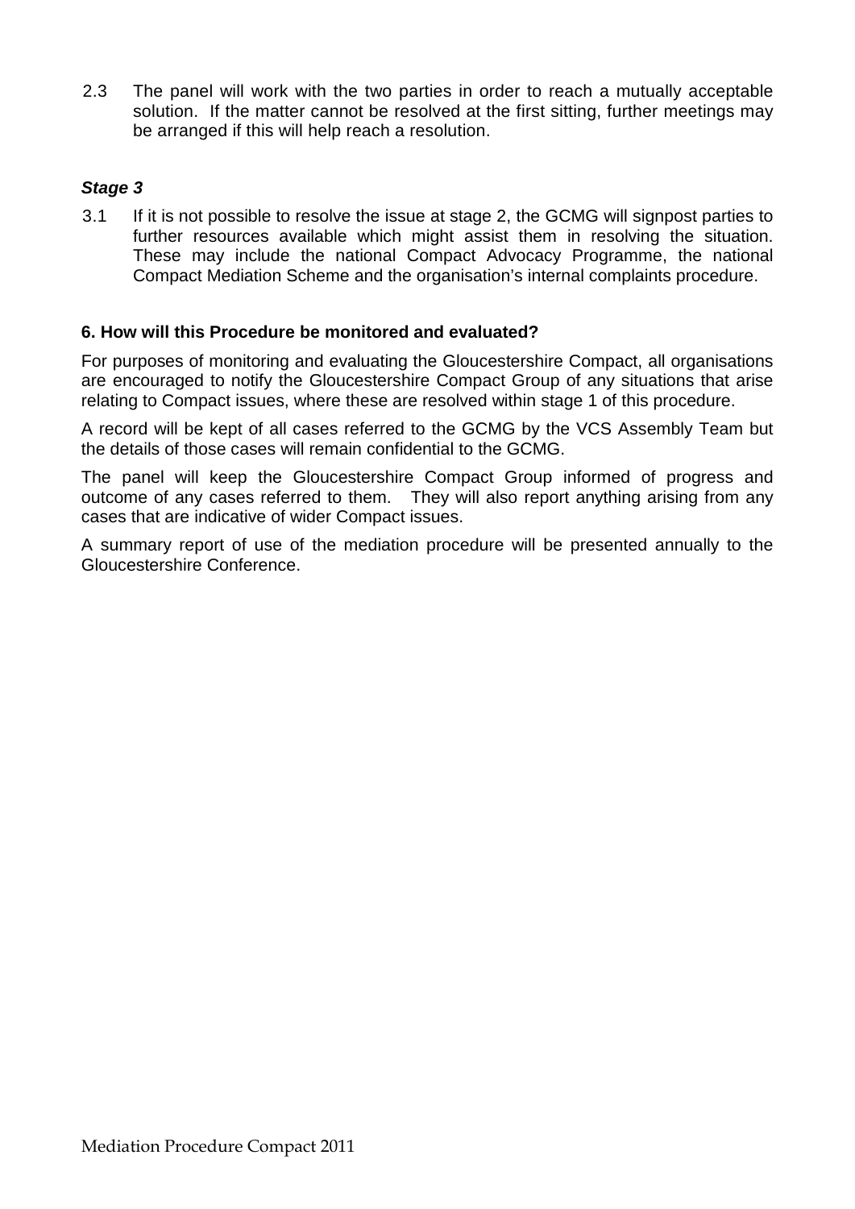2.3 The panel will work with the two parties in order to reach a mutually acceptable solution. If the matter cannot be resolved at the first sitting, further meetings may be arranged if this will help reach a resolution.

***Stage 3***

3.1 If it is not possible to resolve the issue at stage 2, the GCMG will signpost parties to further resources available which might assist them in resolving the situation. These may include the national Compact Advocacy Programme, the national Compact Mediation Scheme and the organisation's internal complaints procedure.

**6. How will this Procedure be monitored and evaluated?**

For purposes of monitoring and evaluating the Gloucestershire Compact, all organisations are encouraged to notify the Gloucestershire Compact Group of any situations that arise relating to Compact issues, where these are resolved within stage 1 of this procedure.

A record will be kept of all cases referred to the GCMG by the VCS Assembly Team but the details of those cases will remain confidential to the GCMG.

The panel will keep the Gloucestershire Compact Group informed of progress and outcome of any cases referred to them. They will also report anything arising from any cases that are indicative of wider Compact issues.

A summary report of use of the mediation procedure will be presented annually to the Gloucestershire Conference.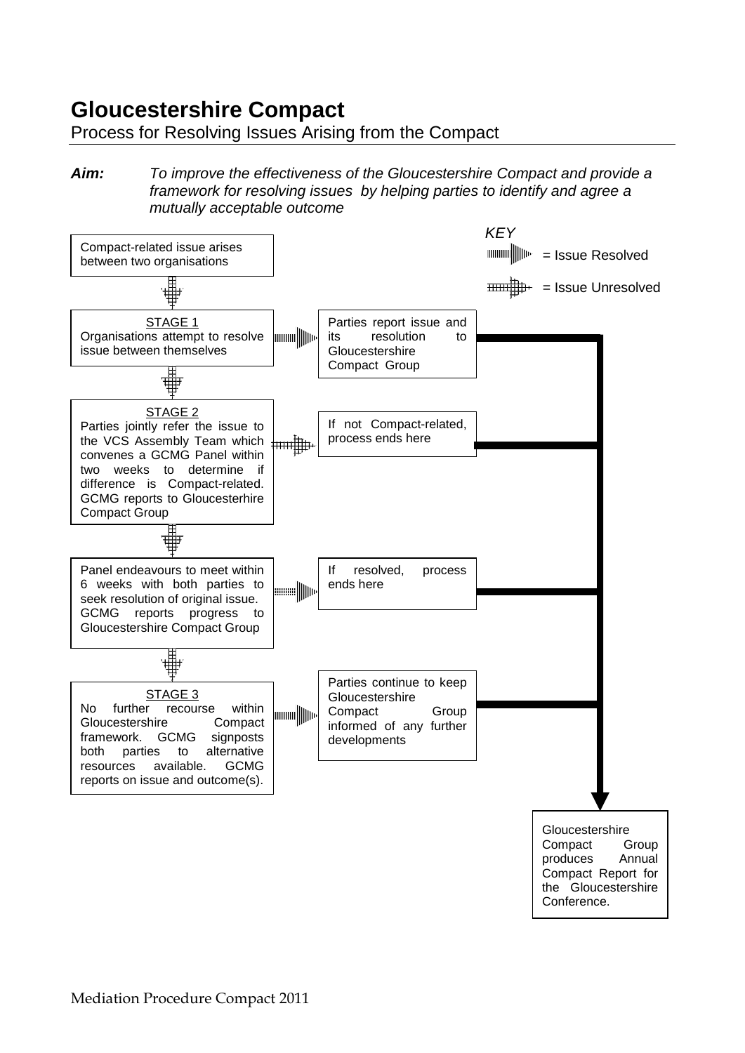# Gloucestershire Compact

Process for Resolving Issues Arising from the Compact

***Aim:*** *To improve the effectiveness of the Gloucestershire Compact and provide a framework for resolving issues by helping parties to identify and agree a mutually acceptable outcome*

*KEY*

= Issue Resolved

= Issue Unresolved

Compact-related issue arises between two organisations

STAGE 1
Organisations attempt to resolve issue between themselves

Parties report issue and its resolution to Gloucestershire Compact Group

STAGE 2
Parties jointly refer the issue to the VCS Assembly Team which convenes a GCMG Panel within two weeks to determine if difference is Compact-related. GCMG reports to Gloucesterhire Compact Group

If not Compact-related, process ends here

Panel endeavours to meet within 6 weeks with both parties to seek resolution of original issue. GCMG reports progress to Gloucestershire Compact Group

If resolved, process ends here

STAGE 3
No further recourse within Gloucestershire Compact framework. GCMG signposts both parties to alternative resources available. GCMG reports on issue and outcome(s).

Parties continue to keep Gloucestershire Compact Group informed of any further developments

Gloucestershire Compact Group produces Annual Compact Report for the Gloucestershire Conference.

Mediation Procedure Compact 2011